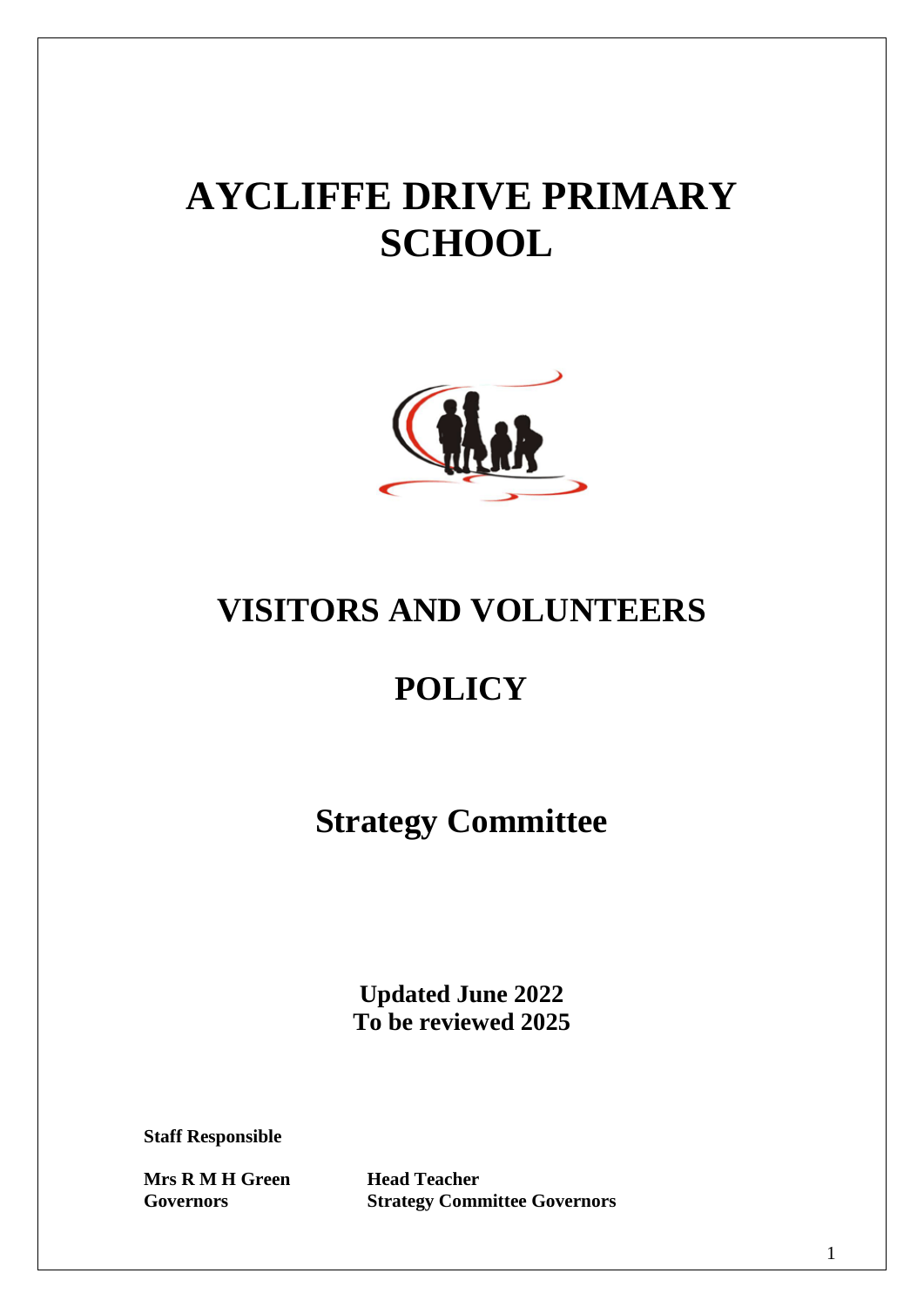# AYCLIFFE DRIVE PRIMARY SCHOOL

# VISITORS AND VOLUNTEERS

# POLICY

## Strategy Committee

**Updated June 2022**
**To be reviewed 2025**

**Staff Responsible**

| | |
|---|---|
| **Mrs R M H Green** | **Head Teacher** |
| **Governors** | **Strategy Committee Governors** |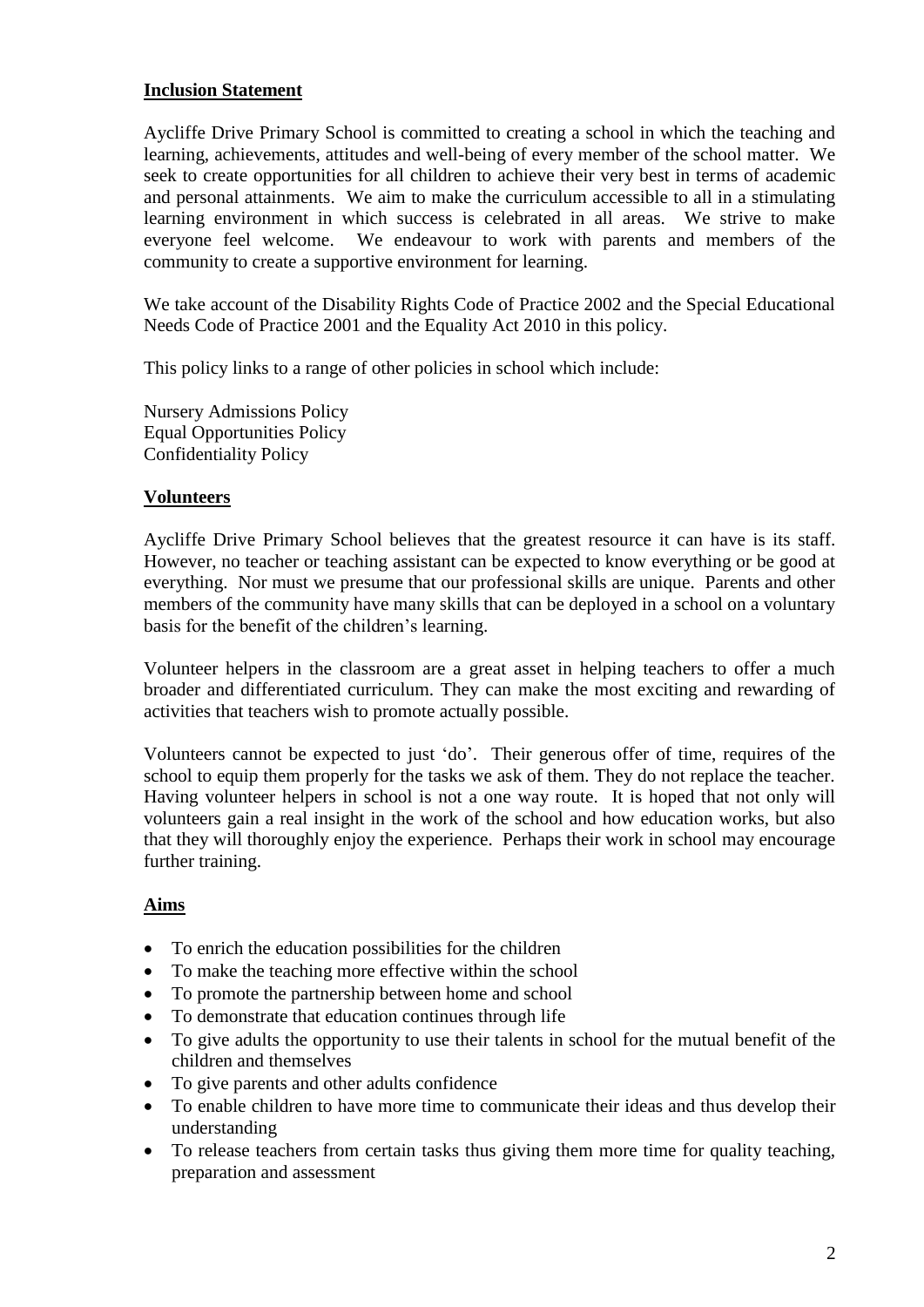**Inclusion Statement**

Aycliffe Drive Primary School is committed to creating a school in which the teaching and learning, achievements, attitudes and well-being of every member of the school matter. We seek to create opportunities for all children to achieve their very best in terms of academic and personal attainments. We aim to make the curriculum accessible to all in a stimulating learning environment in which success is celebrated in all areas. We strive to make everyone feel welcome. We endeavour to work with parents and members of the community to create a supportive environment for learning.

We take account of the Disability Rights Code of Practice 2002 and the Special Educational Needs Code of Practice 2001 and the Equality Act 2010 in this policy.

This policy links to a range of other policies in school which include:

Nursery Admissions Policy
Equal Opportunities Policy
Confidentiality Policy

**Volunteers**

Aycliffe Drive Primary School believes that the greatest resource it can have is its staff. However, no teacher or teaching assistant can be expected to know everything or be good at everything. Nor must we presume that our professional skills are unique. Parents and other members of the community have many skills that can be deployed in a school on a voluntary basis for the benefit of the children's learning.

Volunteer helpers in the classroom are a great asset in helping teachers to offer a much broader and differentiated curriculum. They can make the most exciting and rewarding of activities that teachers wish to promote actually possible.

Volunteers cannot be expected to just 'do'. Their generous offer of time, requires of the school to equip them properly for the tasks we ask of them. They do not replace the teacher. Having volunteer helpers in school is not a one way route. It is hoped that not only will volunteers gain a real insight in the work of the school and how education works, but also that they will thoroughly enjoy the experience. Perhaps their work in school may encourage further training.

**Aims**

- To enrich the education possibilities for the children
- To make the teaching more effective within the school
- To promote the partnership between home and school
- To demonstrate that education continues through life
- To give adults the opportunity to use their talents in school for the mutual benefit of the children and themselves
- To give parents and other adults confidence
- To enable children to have more time to communicate their ideas and thus develop their understanding
- To release teachers from certain tasks thus giving them more time for quality teaching, preparation and assessment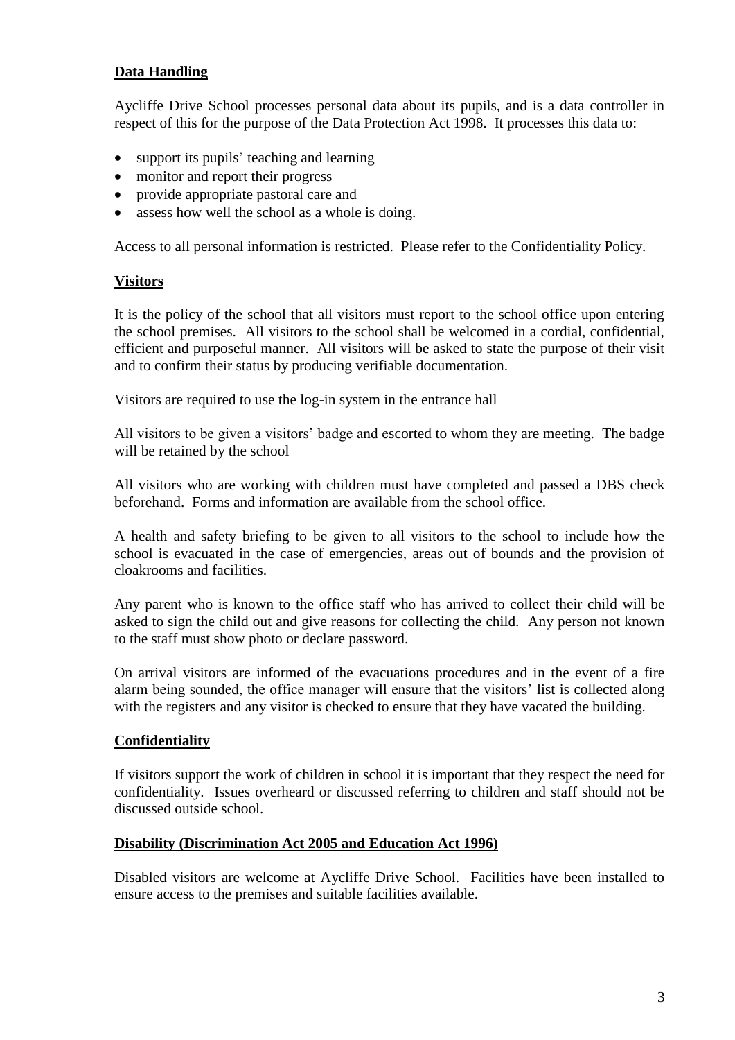## **Data Handling**

Aycliffe Drive School processes personal data about its pupils, and is a data controller in respect of this for the purpose of the Data Protection Act 1998. It processes this data to:

- support its pupils' teaching and learning
- monitor and report their progress
- provide appropriate pastoral care and
- assess how well the school as a whole is doing.

Access to all personal information is restricted. Please refer to the Confidentiality Policy.

## **Visitors**

It is the policy of the school that all visitors must report to the school office upon entering the school premises. All visitors to the school shall be welcomed in a cordial, confidential, efficient and purposeful manner. All visitors will be asked to state the purpose of their visit and to confirm their status by producing verifiable documentation.

Visitors are required to use the log-in system in the entrance hall

All visitors to be given a visitors' badge and escorted to whom they are meeting. The badge will be retained by the school

All visitors who are working with children must have completed and passed a DBS check beforehand. Forms and information are available from the school office.

A health and safety briefing to be given to all visitors to the school to include how the school is evacuated in the case of emergencies, areas out of bounds and the provision of cloakrooms and facilities.

Any parent who is known to the office staff who has arrived to collect their child will be asked to sign the child out and give reasons for collecting the child. Any person not known to the staff must show photo or declare password.

On arrival visitors are informed of the evacuations procedures and in the event of a fire alarm being sounded, the office manager will ensure that the visitors' list is collected along with the registers and any visitor is checked to ensure that they have vacated the building.

## **Confidentiality**

If visitors support the work of children in school it is important that they respect the need for confidentiality. Issues overheard or discussed referring to children and staff should not be discussed outside school.

## **Disability (Discrimination Act 2005 and Education Act 1996)**

Disabled visitors are welcome at Aycliffe Drive School. Facilities have been installed to ensure access to the premises and suitable facilities available.